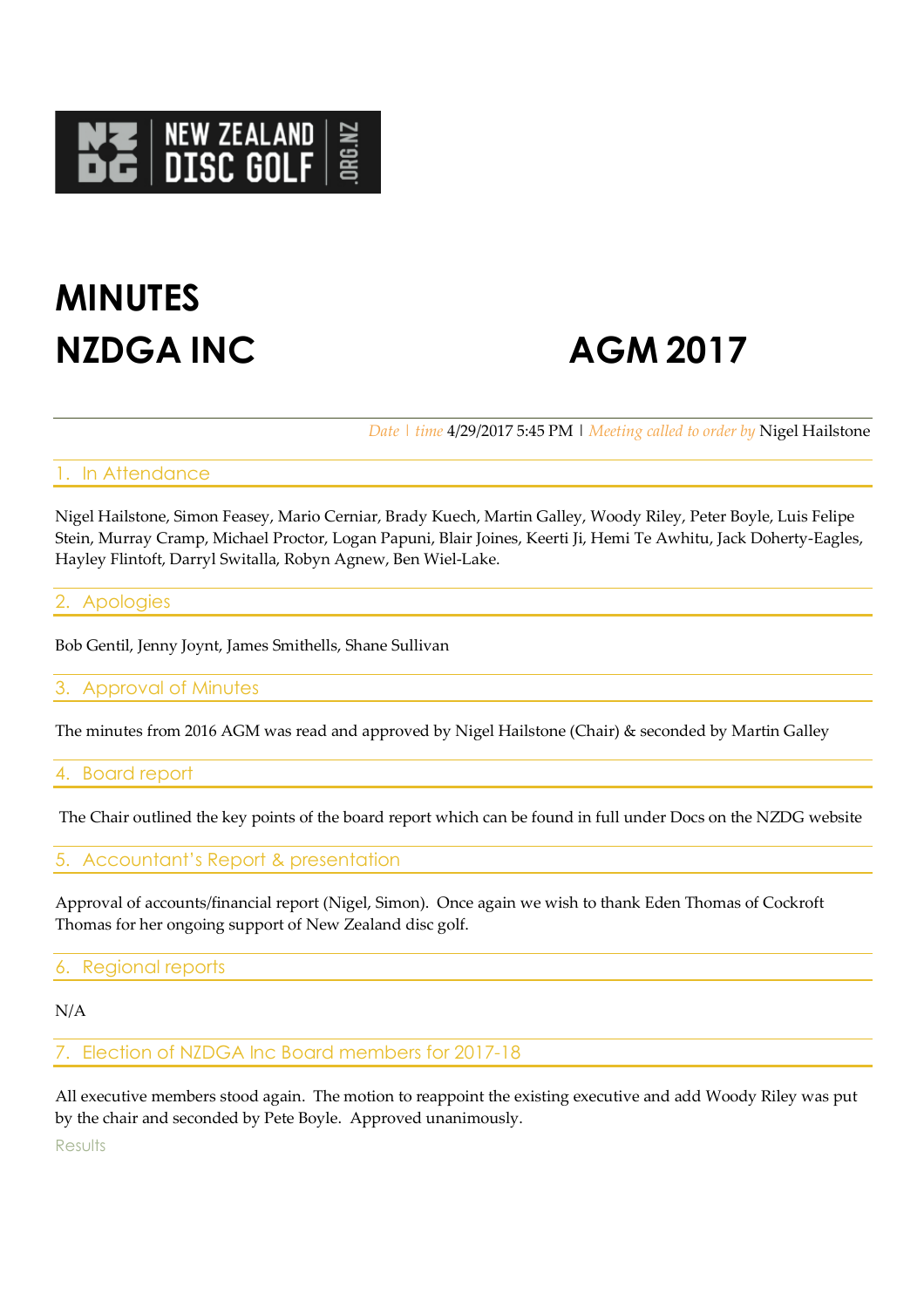# MINUTES

# NZDGA INC AGM 2017

*Date | time* 4/29/2017 5:45 PM | *Meeting called to order by* Nigel Hailstone

## 1. In Attendance

Nigel Hailstone, Simon Feasey, Mario Cerniar, Brady Kuech, Martin Galley, Woody Riley, Peter Boyle, Luis Felipe Stein, Murray Cramp, Michael Proctor, Logan Papuni, Blair Joines, Keerti Ji, Hemi Te Awhitu, Jack Doherty-Eagles, Hayley Flintoft, Darryl Switalla, Robyn Agnew, Ben Wiel-Lake.

## 2. Apologies

Bob Gentil, Jenny Joynt, James Smithells, Shane Sullivan

## 3. Approval of Minutes

The minutes from 2016 AGM was read and approved by Nigel Hailstone (Chair) & seconded by Martin Galley

## 4. Board report

The Chair outlined the key points of the board report which can be found in full under Docs on the NZDG website

## 5. Accountant's Report & presentation

Approval of accounts/financial report (Nigel, Simon). Once again we wish to thank Eden Thomas of Cockroft Thomas for her ongoing support of New Zealand disc golf.

## 6. Regional reports

N/A

## 7. Election of NZDGA Inc Board members for 2017-18

All executive members stood again. The motion to reappoint the existing executive and add Woody Riley was put by the chair and seconded by Pete Boyle. Approved unanimously.

Results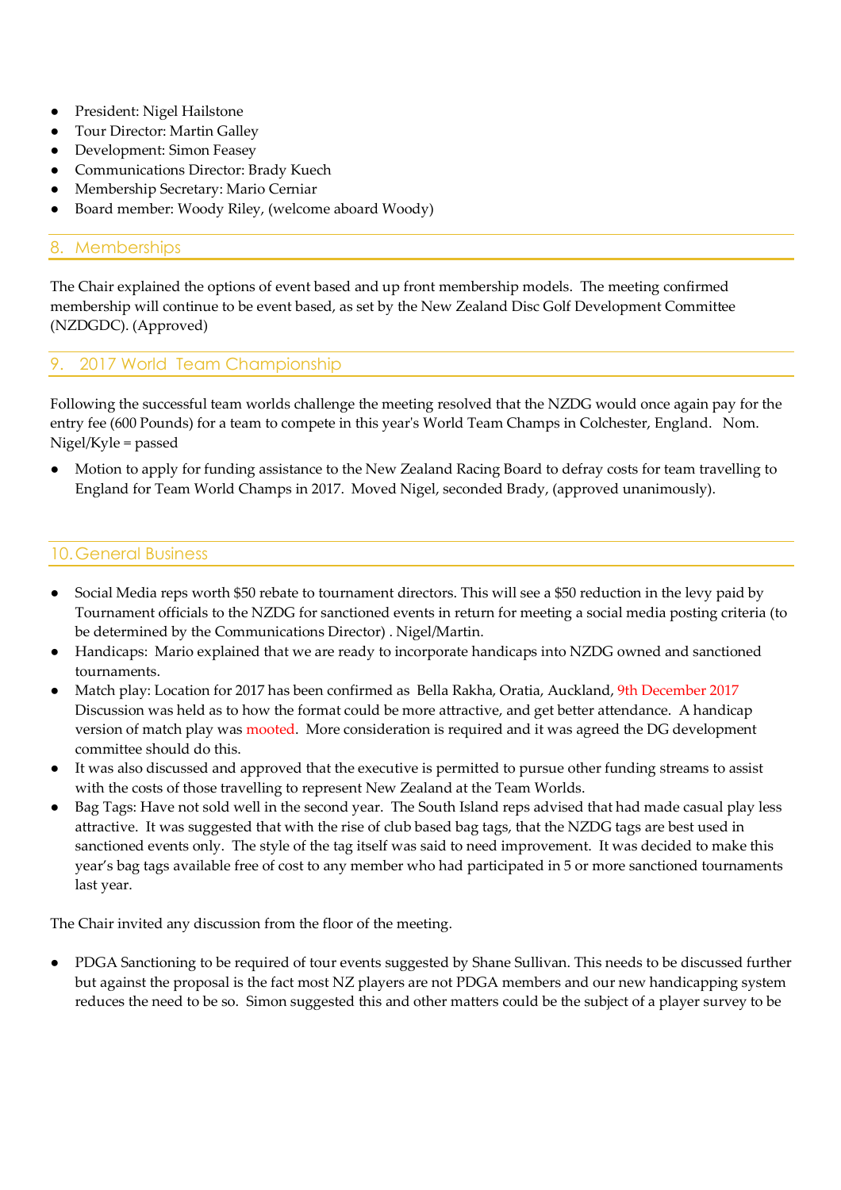- President: Nigel Hailstone
- Tour Director: Martin Galley
- Development: Simon Feasey
- Communications Director: Brady Kuech
- Membership Secretary: Mario Cerniar
- Board member: Woody Riley, (welcome aboard Woody)

## 8. Memberships

The Chair explained the options of event based and up front membership models. The meeting confirmed membership will continue to be event based, as set by the New Zealand Disc Golf Development Committee (NZDGDC). (Approved)

## 9. 2017 World Team Championship

Following the successful team worlds challenge the meeting resolved that the NZDG would once again pay for the entry fee (600 Pounds) for a team to compete in this year's World Team Champs in Colchester, England. Nom. Nigel/Kyle = passed

- Motion to apply for funding assistance to the New Zealand Racing Board to defray costs for team travelling to England for Team World Champs in 2017. Moved Nigel, seconded Brady, (approved unanimously).

## 10. General Business

- Social Media reps worth $50 rebate to tournament directors. This will see a $50 reduction in the levy paid by Tournament officials to the NZDG for sanctioned events in return for meeting a social media posting criteria (to be determined by the Communications Director) . Nigel/Martin.
- Handicaps: Mario explained that we are ready to incorporate handicaps into NZDG owned and sanctioned tournaments.
- Match play: Location for 2017 has been confirmed as Bella Rakha, Oratia, Auckland, 9th December 2017 Discussion was held as to how the format could be more attractive, and get better attendance. A handicap version of match play was mooted. More consideration is required and it was agreed the DG development committee should do this.
- It was also discussed and approved that the executive is permitted to pursue other funding streams to assist with the costs of those travelling to represent New Zealand at the Team Worlds.
- Bag Tags: Have not sold well in the second year. The South Island reps advised that had made casual play less attractive. It was suggested that with the rise of club based bag tags, that the NZDG tags are best used in sanctioned events only. The style of the tag itself was said to need improvement. It was decided to make this year's bag tags available free of cost to any member who had participated in 5 or more sanctioned tournaments last year.

The Chair invited any discussion from the floor of the meeting.

- PDGA Sanctioning to be required of tour events suggested by Shane Sullivan. This needs to be discussed further but against the proposal is the fact most NZ players are not PDGA members and our new handicapping system reduces the need to be so. Simon suggested this and other matters could be the subject of a player survey to be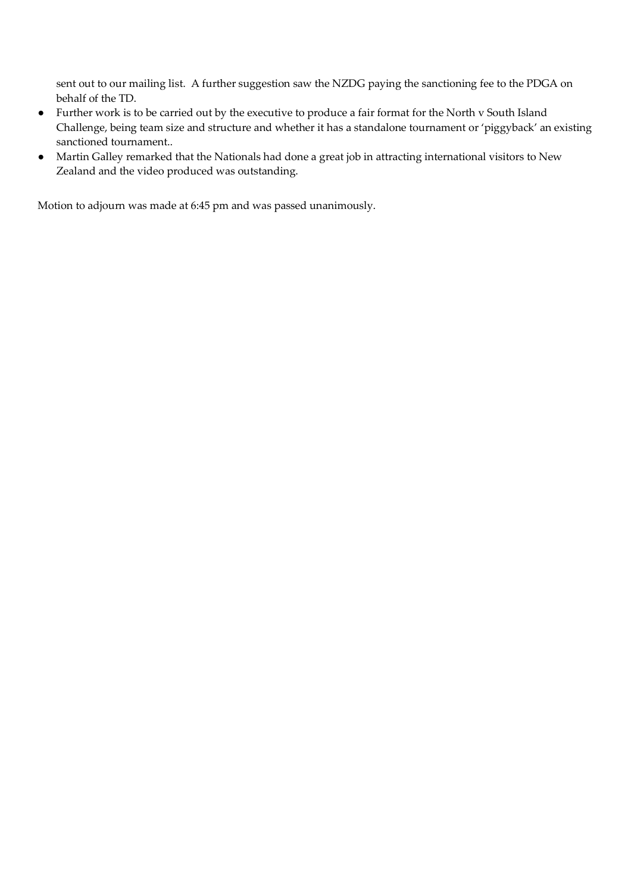sent out to our mailing list.  A further suggestion saw the NZDG paying the sanctioning fee to the PDGA on behalf of the TD.

- Further work is to be carried out by the executive to produce a fair format for the North v South Island Challenge, being team size and structure and whether it has a standalone tournament or 'piggyback' an existing sanctioned tournament..
- Martin Galley remarked that the Nationals had done a great job in attracting international visitors to New Zealand and the video produced was outstanding.

Motion to adjourn was made at 6:45 pm and was passed unanimously.